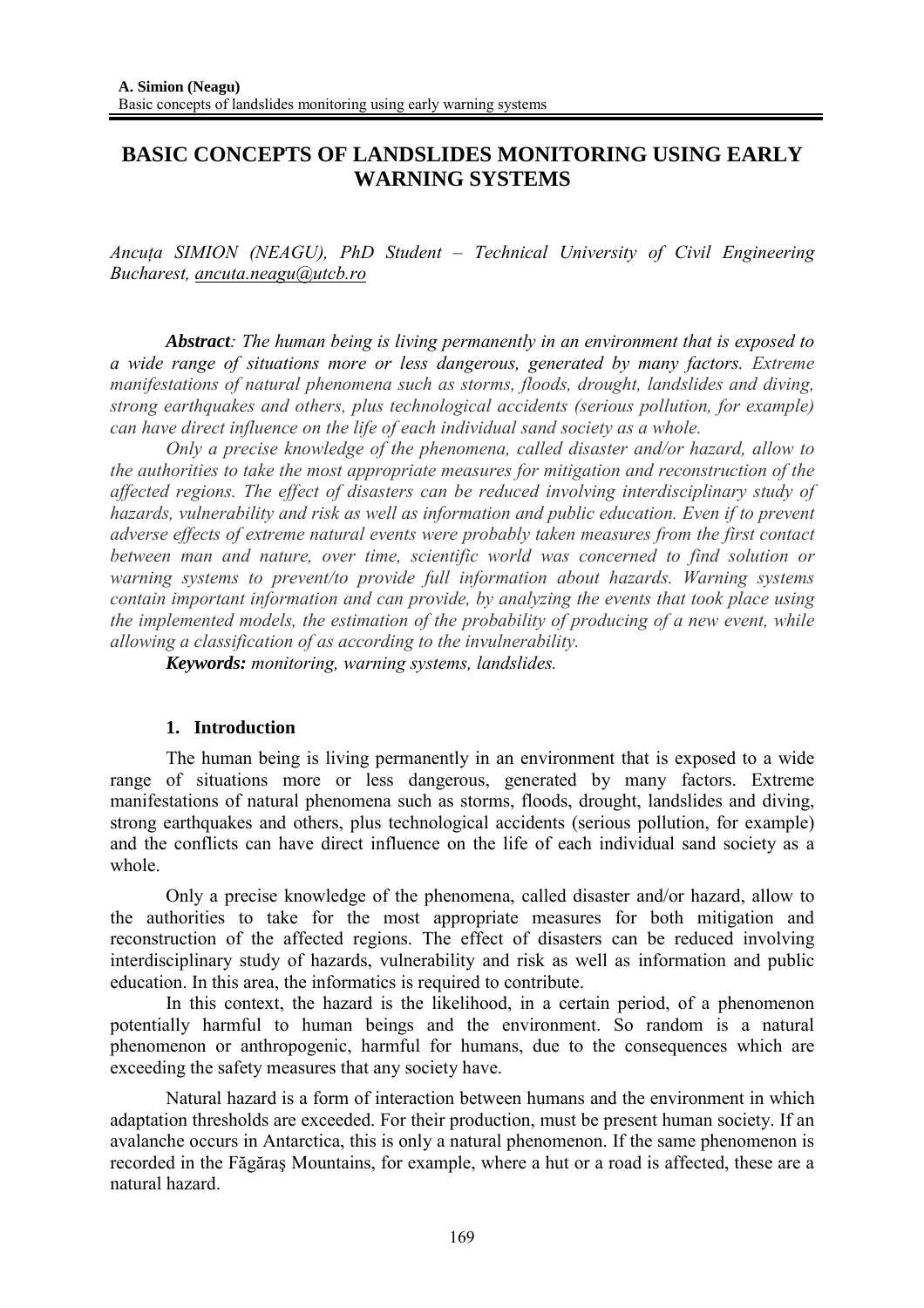# BASIC CONCEPTS OF LANDSLIDES MONITORING USING EARLY WARNING SYSTEMS

*Ancuța SIMION (NEAGU), PhD Student – Technical University of Civil Engineering Bucharest, ancuta.neagu@utcb.ro*

***Abstract**: The human being is living permanently in an environment that is exposed to a wide range of situations more or less dangerous, generated by many factors. Extreme manifestations of natural phenomena such as storms, floods, drought, landslides and diving, strong earthquakes and others, plus technological accidents (serious pollution, for example) can have direct influence on the life of each individual sand society as a whole.*

*Only a precise knowledge of the phenomena, called disaster and/or hazard, allow to the authorities to take the most appropriate measures for mitigation and reconstruction of the affected regions. The effect of disasters can be reduced involving interdisciplinary study of hazards, vulnerability and risk as well as information and public education. Even if to prevent adverse effects of extreme natural events were probably taken measures from the first contact between man and nature, over time, scientific world was concerned to find solution or warning systems to prevent/to provide full information about hazards. Warning systems contain important information and can provide, by analyzing the events that took place using the implemented models, the estimation of the probability of producing of a new event, while allowing a classification of as according to the invulnerability.*

***Keywords:** monitoring, warning systems, landslides.*

## 1. Introduction

The human being is living permanently in an environment that is exposed to a wide range of situations more or less dangerous, generated by many factors. Extreme manifestations of natural phenomena such as storms, floods, drought, landslides and diving, strong earthquakes and others, plus technological accidents (serious pollution, for example) and the conflicts can have direct influence on the life of each individual sand society as a whole.

Only a precise knowledge of the phenomena, called disaster and/or hazard, allow to the authorities to take for the most appropriate measures for both mitigation and reconstruction of the affected regions. The effect of disasters can be reduced involving interdisciplinary study of hazards, vulnerability and risk as well as information and public education. In this area, the informatics is required to contribute.

In this context, the hazard is the likelihood, in a certain period, of a phenomenon potentially harmful to human beings and the environment. So random is a natural phenomenon or anthropogenic, harmful for humans, due to the consequences which are exceeding the safety measures that any society have.

Natural hazard is a form of interaction between humans and the environment in which adaptation thresholds are exceeded. For their production, must be present human society. If an avalanche occurs in Antarctica, this is only a natural phenomenon. If the same phenomenon is recorded in the Făgăraş Mountains, for example, where a hut or a road is affected, these are a natural hazard.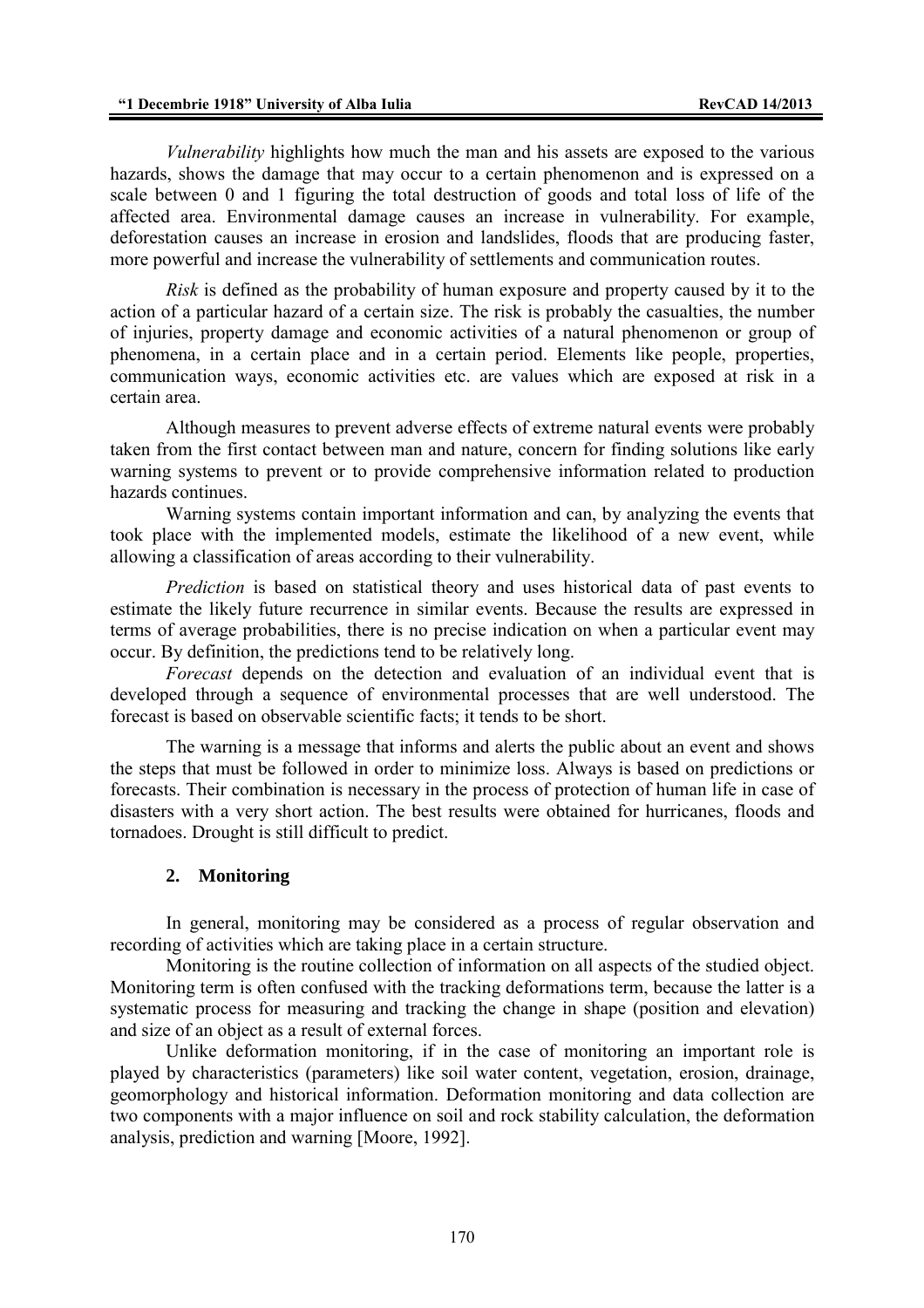*Vulnerability* highlights how much the man and his assets are exposed to the various hazards, shows the damage that may occur to a certain phenomenon and is expressed on a scale between 0 and 1 figuring the total destruction of goods and total loss of life of the affected area. Environmental damage causes an increase in vulnerability. For example, deforestation causes an increase in erosion and landslides, floods that are producing faster, more powerful and increase the vulnerability of settlements and communication routes.

*Risk* is defined as the probability of human exposure and property caused by it to the action of a particular hazard of a certain size. The risk is probably the casualties, the number of injuries, property damage and economic activities of a natural phenomenon or group of phenomena, in a certain place and in a certain period. Elements like people, properties, communication ways, economic activities etc. are values which are exposed at risk in a certain area.

Although measures to prevent adverse effects of extreme natural events were probably taken from the first contact between man and nature, concern for finding solutions like early warning systems to prevent or to provide comprehensive information related to production hazards continues.

Warning systems contain important information and can, by analyzing the events that took place with the implemented models, estimate the likelihood of a new event, while allowing a classification of areas according to their vulnerability.

*Prediction* is based on statistical theory and uses historical data of past events to estimate the likely future recurrence in similar events. Because the results are expressed in terms of average probabilities, there is no precise indication on when a particular event may occur. By definition, the predictions tend to be relatively long.

*Forecast* depends on the detection and evaluation of an individual event that is developed through a sequence of environmental processes that are well understood. The forecast is based on observable scientific facts; it tends to be short.

The warning is a message that informs and alerts the public about an event and shows the steps that must be followed in order to minimize loss. Always is based on predictions or forecasts. Their combination is necessary in the process of protection of human life in case of disasters with a very short action. The best results were obtained for hurricanes, floods and tornadoes. Drought is still difficult to predict.

## 2. Monitoring

In general, monitoring may be considered as a process of regular observation and recording of activities which are taking place in a certain structure.

Monitoring is the routine collection of information on all aspects of the studied object. Monitoring term is often confused with the tracking deformations term, because the latter is a systematic process for measuring and tracking the change in shape (position and elevation) and size of an object as a result of external forces.

Unlike deformation monitoring, if in the case of monitoring an important role is played by characteristics (parameters) like soil water content, vegetation, erosion, drainage, geomorphology and historical information. Deformation monitoring and data collection are two components with a major influence on soil and rock stability calculation, the deformation analysis, prediction and warning [Moore, 1992].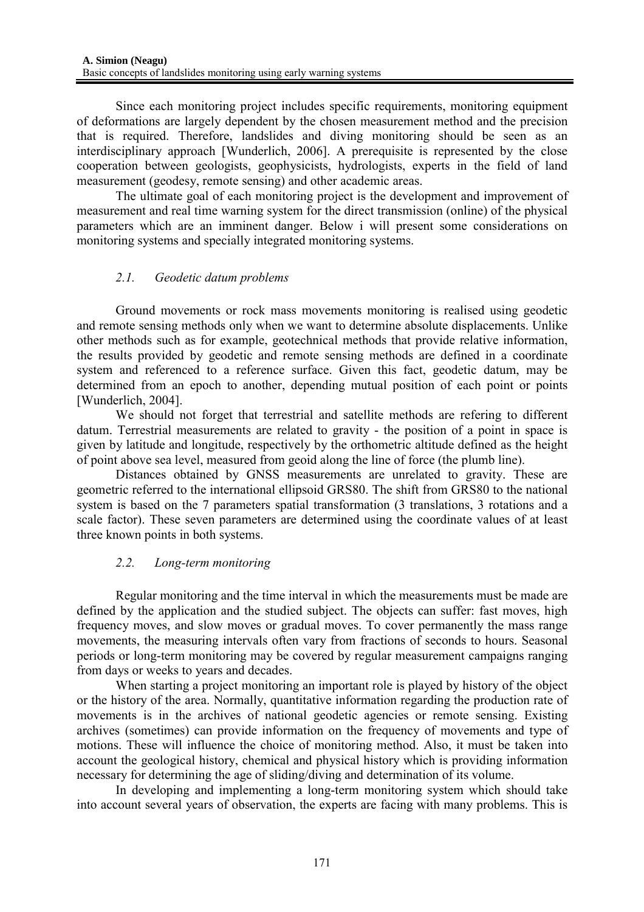Since each monitoring project includes specific requirements, monitoring equipment of deformations are largely dependent by the chosen measurement method and the precision that is required. Therefore, landslides and diving monitoring should be seen as an interdisciplinary approach [Wunderlich, 2006]. A prerequisite is represented by the close cooperation between geologists, geophysicists, hydrologists, experts in the field of land measurement (geodesy, remote sensing) and other academic areas.

The ultimate goal of each monitoring project is the development and improvement of measurement and real time warning system for the direct transmission (online) of the physical parameters which are an imminent danger. Below i will present some considerations on monitoring systems and specially integrated monitoring systems.

### *2.1. Geodetic datum problems*

Ground movements or rock mass movements monitoring is realised using geodetic and remote sensing methods only when we want to determine absolute displacements. Unlike other methods such as for example, geotechnical methods that provide relative information, the results provided by geodetic and remote sensing methods are defined in a coordinate system and referenced to a reference surface. Given this fact, geodetic datum, may be determined from an epoch to another, depending mutual position of each point or points [Wunderlich, 2004].

We should not forget that terrestrial and satellite methods are refering to different datum. Terrestrial measurements are related to gravity - the position of a point in space is given by latitude and longitude, respectively by the orthometric altitude defined as the height of point above sea level, measured from geoid along the line of force (the plumb line).

Distances obtained by GNSS measurements are unrelated to gravity. These are geometric referred to the international ellipsoid GRS80. The shift from GRS80 to the national system is based on the 7 parameters spatial transformation (3 translations, 3 rotations and a scale factor). These seven parameters are determined using the coordinate values of at least three known points in both systems.

### *2.2. Long-term monitoring*

Regular monitoring and the time interval in which the measurements must be made are defined by the application and the studied subject. The objects can suffer: fast moves, high frequency moves, and slow moves or gradual moves. To cover permanently the mass range movements, the measuring intervals often vary from fractions of seconds to hours. Seasonal periods or long-term monitoring may be covered by regular measurement campaigns ranging from days or weeks to years and decades.

When starting a project monitoring an important role is played by history of the object or the history of the area. Normally, quantitative information regarding the production rate of movements is in the archives of national geodetic agencies or remote sensing. Existing archives (sometimes) can provide information on the frequency of movements and type of motions. These will influence the choice of monitoring method. Also, it must be taken into account the geological history, chemical and physical history which is providing information necessary for determining the age of sliding/diving and determination of its volume.

In developing and implementing a long-term monitoring system which should take into account several years of observation, the experts are facing with many problems. This is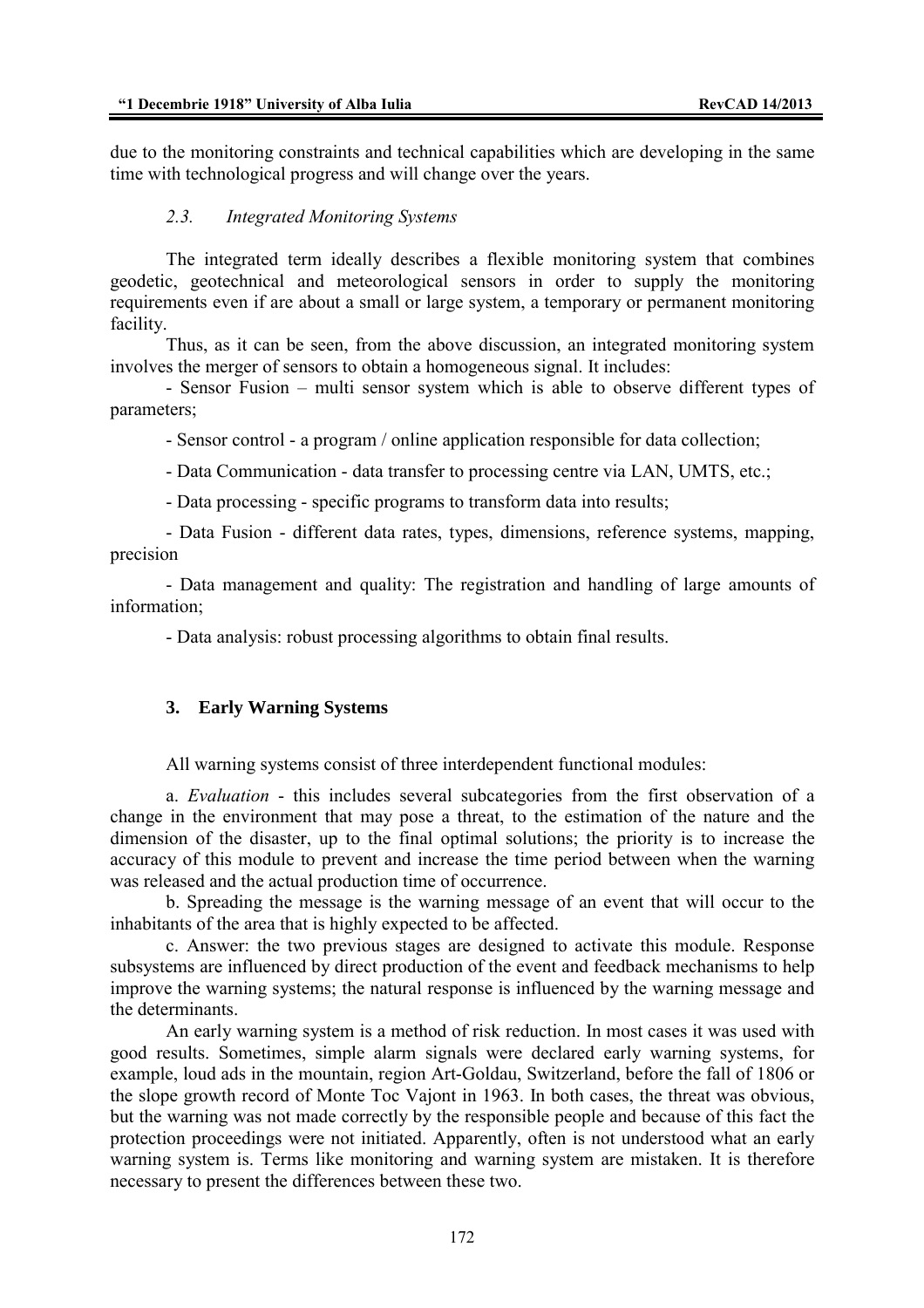due to the monitoring constraints and technical capabilities which are developing in the same time with technological progress and will change over the years.

### *2.3. Integrated Monitoring Systems*

The integrated term ideally describes a flexible monitoring system that combines geodetic, geotechnical and meteorological sensors in order to supply the monitoring requirements even if are about a small or large system, a temporary or permanent monitoring facility.

Thus, as it can be seen, from the above discussion, an integrated monitoring system involves the merger of sensors to obtain a homogeneous signal. It includes:

- Sensor Fusion – multi sensor system which is able to observe different types of parameters;
- Sensor control - a program / online application responsible for data collection;
- Data Communication - data transfer to processing centre via LAN, UMTS, etc.;
- Data processing - specific programs to transform data into results;
- Data Fusion - different data rates, types, dimensions, reference systems, mapping, precision
- Data management and quality: The registration and handling of large amounts of information;
- Data analysis: robust processing algorithms to obtain final results.

## 3. Early Warning Systems

All warning systems consist of three interdependent functional modules:

a. *Evaluation* - this includes several subcategories from the first observation of a change in the environment that may pose a threat, to the estimation of the nature and the dimension of the disaster, up to the final optimal solutions; the priority is to increase the accuracy of this module to prevent and increase the time period between when the warning was released and the actual production time of occurrence.

b. Spreading the message is the warning message of an event that will occur to the inhabitants of the area that is highly expected to be affected.

c. Answer: the two previous stages are designed to activate this module. Response subsystems are influenced by direct production of the event and feedback mechanisms to help improve the warning systems; the natural response is influenced by the warning message and the determinants.

An early warning system is a method of risk reduction. In most cases it was used with good results. Sometimes, simple alarm signals were declared early warning systems, for example, loud ads in the mountain, region Art-Goldau, Switzerland, before the fall of 1806 or the slope growth record of Monte Toc Vajont in 1963. In both cases, the threat was obvious, but the warning was not made correctly by the responsible people and because of this fact the protection proceedings were not initiated. Apparently, often is not understood what an early warning system is. Terms like monitoring and warning system are mistaken. It is therefore necessary to present the differences between these two.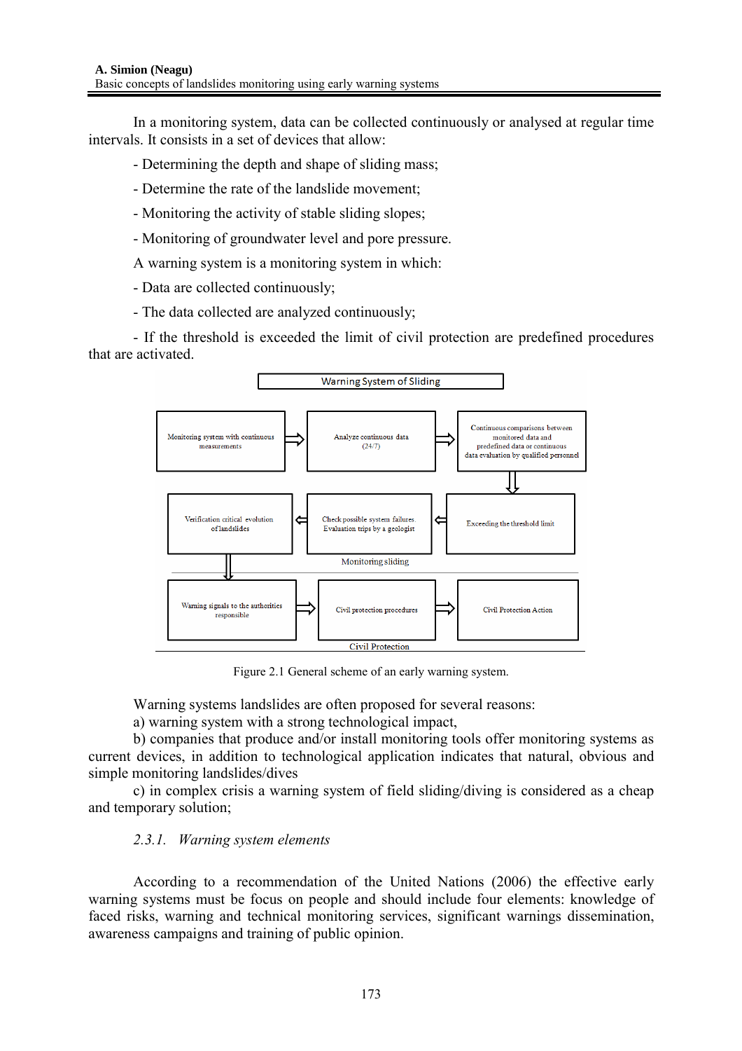In a monitoring system, data can be collected continuously or analysed at regular time intervals. It consists in a set of devices that allow:

- Determining the depth and shape of sliding mass;
- Determine the rate of the landslide movement;
- Monitoring the activity of stable sliding slopes;
- Monitoring of groundwater level and pore pressure.

A warning system is a monitoring system in which:

- Data are collected continuously;
- The data collected are analyzed continuously;
- If the threshold is exceeded the limit of civil protection are predefined procedures that are activated.

Warning System of Sliding

Monitoring system with continuous measurements ⇒ Analyze continuous data (24/7) ⇒ Continuous comparisons between monitored data and predefined data or continuous data evaluation by qualified personnel ⇓

Exceeding the threshold limit ⇒ Check possible system failures. Evaluation trips by a geologist ⇒ Verification critical evolution of landslides ⇓

Monitoring sliding

Warning signals to the authorities responsible ⇒ Civil protection procedures ⇒ Civil Protection Action

Civil Protection

Figure 2.1 General scheme of an early warning system.

Warning systems landslides are often proposed for several reasons:

a) warning system with a strong technological impact,

b) companies that produce and/or install monitoring tools offer monitoring systems as current devices, in addition to technological application indicates that natural, obvious and simple monitoring landslides/dives

c) in complex crisis a warning system of field sliding/diving is considered as a cheap and temporary solution;

### *2.3.1. Warning system elements*

According to a recommendation of the United Nations (2006) the effective early warning systems must be focus on people and should include four elements: knowledge of faced risks, warning and technical monitoring services, significant warnings dissemination, awareness campaigns and training of public opinion.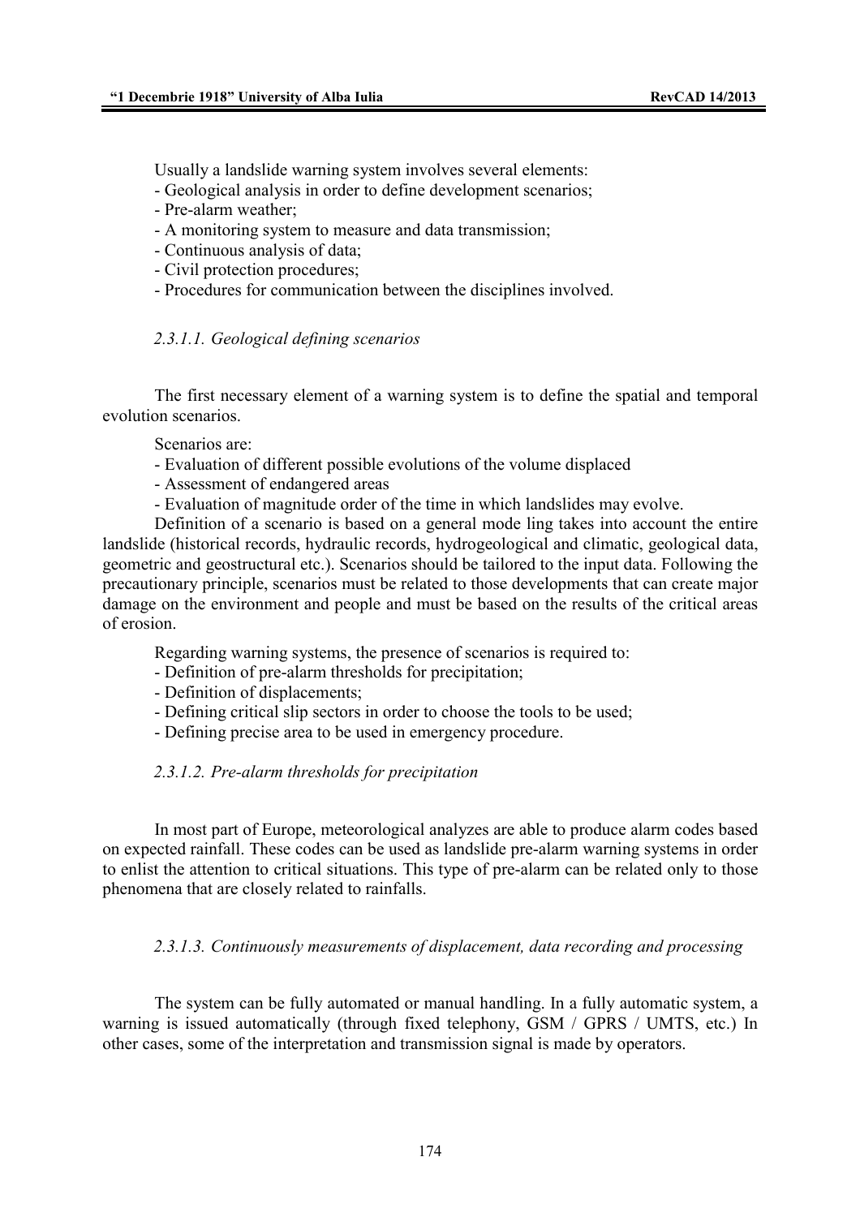Usually a landslide warning system involves several elements:

- Geological analysis in order to define development scenarios;
- Pre-alarm weather;
- A monitoring system to measure and data transmission;
- Continuous analysis of data;
- Civil protection procedures;
- Procedures for communication between the disciplines involved.

#### *2.3.1.1. Geological defining scenarios*

The first necessary element of a warning system is to define the spatial and temporal evolution scenarios.

Scenarios are:

- Evaluation of different possible evolutions of the volume displaced
- Assessment of endangered areas
- Evaluation of magnitude order of the time in which landslides may evolve.

Definition of a scenario is based on a general mode ling takes into account the entire landslide (historical records, hydraulic records, hydrogeological and climatic, geological data, geometric and geostructural etc.). Scenarios should be tailored to the input data. Following the precautionary principle, scenarios must be related to those developments that can create major damage on the environment and people and must be based on the results of the critical areas of erosion.

Regarding warning systems, the presence of scenarios is required to:

- Definition of pre-alarm thresholds for precipitation;
- Definition of displacements;
- Defining critical slip sectors in order to choose the tools to be used;
- Defining precise area to be used in emergency procedure.

#### *2.3.1.2. Pre-alarm thresholds for precipitation*

In most part of Europe, meteorological analyzes are able to produce alarm codes based on expected rainfall. These codes can be used as landslide pre-alarm warning systems in order to enlist the attention to critical situations. This type of pre-alarm can be related only to those phenomena that are closely related to rainfalls.

#### *2.3.1.3. Continuously measurements of displacement, data recording and processing*

The system can be fully automated or manual handling. In a fully automatic system, a warning is issued automatically (through fixed telephony, GSM / GPRS / UMTS, etc.) In other cases, some of the interpretation and transmission signal is made by operators.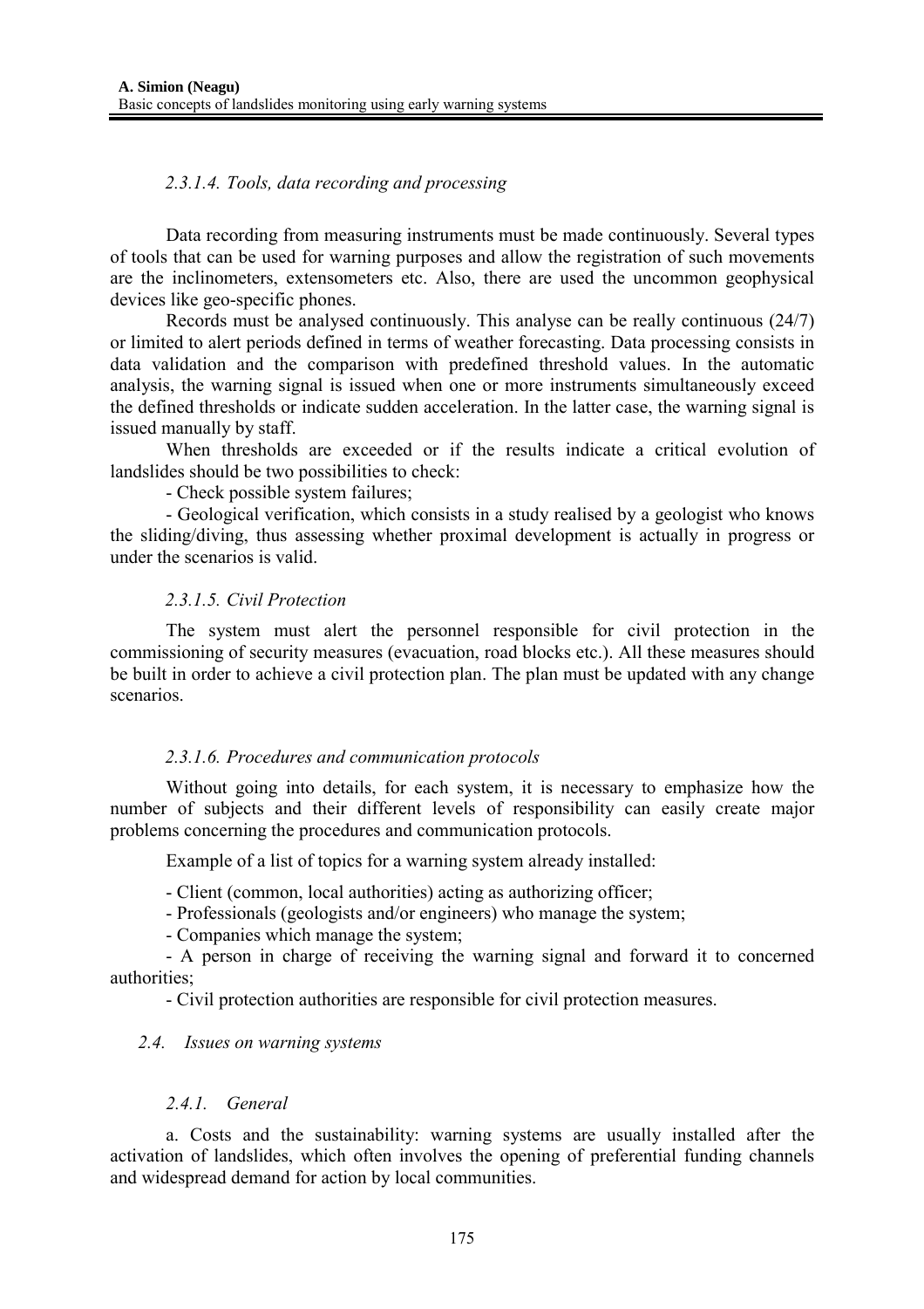#### *2.3.1.4. Tools, data recording and processing*

Data recording from measuring instruments must be made continuously. Several types of tools that can be used for warning purposes and allow the registration of such movements are the inclinometers, extensometers etc. Also, there are used the uncommon geophysical devices like geo-specific phones.

Records must be analysed continuously. This analyse can be really continuous (24/7) or limited to alert periods defined in terms of weather forecasting. Data processing consists in data validation and the comparison with predefined threshold values. In the automatic analysis, the warning signal is issued when one or more instruments simultaneously exceed the defined thresholds or indicate sudden acceleration. In the latter case, the warning signal is issued manually by staff.

When thresholds are exceeded or if the results indicate a critical evolution of landslides should be two possibilities to check:

- Check possible system failures;
- Geological verification, which consists in a study realised by a geologist who knows the sliding/diving, thus assessing whether proximal development is actually in progress or under the scenarios is valid.

#### *2.3.1.5. Civil Protection*

The system must alert the personnel responsible for civil protection in the commissioning of security measures (evacuation, road blocks etc.). All these measures should be built in order to achieve a civil protection plan. The plan must be updated with any change scenarios.

#### *2.3.1.6. Procedures and communication protocols*

Without going into details, for each system, it is necessary to emphasize how the number of subjects and their different levels of responsibility can easily create major problems concerning the procedures and communication protocols.

Example of a list of topics for a warning system already installed:

- Client (common, local authorities) acting as authorizing officer;
- Professionals (geologists and/or engineers) who manage the system;
- Companies which manage the system;
- A person in charge of receiving the warning signal and forward it to concerned authorities;
- Civil protection authorities are responsible for civil protection measures.

### *2.4. Issues on warning systems*

#### *2.4.1. General*

a. Costs and the sustainability: warning systems are usually installed after the activation of landslides, which often involves the opening of preferential funding channels and widespread demand for action by local communities.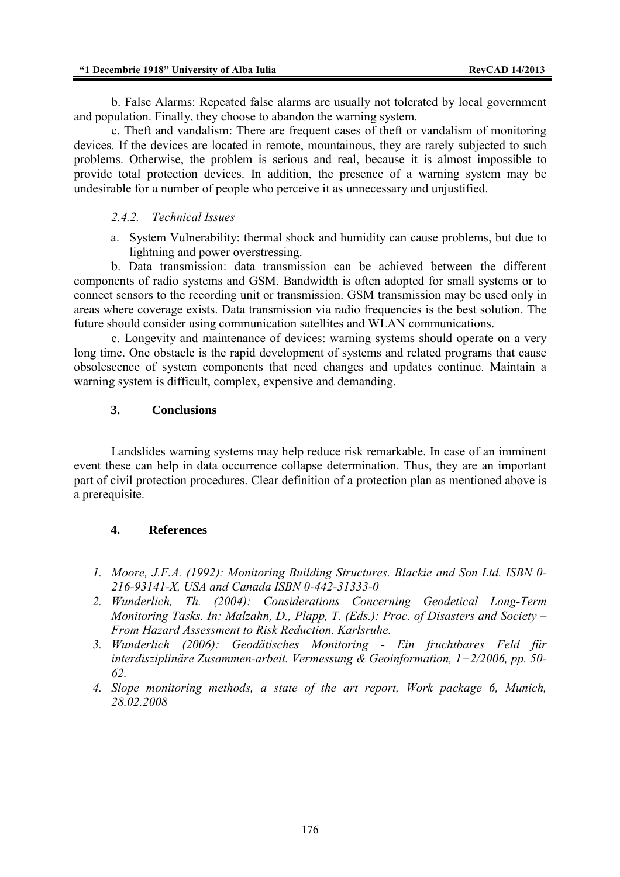b. False Alarms: Repeated false alarms are usually not tolerated by local government and population. Finally, they choose to abandon the warning system.

c. Theft and vandalism: There are frequent cases of theft or vandalism of monitoring devices. If the devices are located in remote, mountainous, they are rarely subjected to such problems. Otherwise, the problem is serious and real, because it is almost impossible to provide total protection devices. In addition, the presence of a warning system may be undesirable for a number of people who perceive it as unnecessary and unjustified.

### *2.4.2. Technical Issues*

a. System Vulnerability: thermal shock and humidity can cause problems, but due to lightning and power overstressing.

b. Data transmission: data transmission can be achieved between the different components of radio systems and GSM. Bandwidth is often adopted for small systems or to connect sensors to the recording unit or transmission. GSM transmission may be used only in areas where coverage exists. Data transmission via radio frequencies is the best solution. The future should consider using communication satellites and WLAN communications.

c. Longevity and maintenance of devices: warning systems should operate on a very long time. One obstacle is the rapid development of systems and related programs that cause obsolescence of system components that need changes and updates continue. Maintain a warning system is difficult, complex, expensive and demanding.

## 3. Conclusions

Landslides warning systems may help reduce risk remarkable. In case of an imminent event these can help in data occurrence collapse determination. Thus, they are an important part of civil protection procedures. Clear definition of a protection plan as mentioned above is a prerequisite.

## 4. References

1. *Moore, J.F.A. (1992): Monitoring Building Structures. Blackie and Son Ltd. ISBN 0-216-93141-X, USA and Canada ISBN 0-442-31333-0*
2. *Wunderlich, Th. (2004): Considerations Concerning Geodetical Long-Term Monitoring Tasks. In: Malzahn, D., Plapp, T. (Eds.): Proc. of Disasters and Society – From Hazard Assessment to Risk Reduction. Karlsruhe.*
3. *Wunderlich (2006): Geodätisches Monitoring - Ein fruchtbares Feld für interdisziplinäre Zusammen-arbeit. Vermessung & Geoinformation, 1+2/2006, pp. 50-62.*
4. *Slope monitoring methods, a state of the art report, Work package 6, Munich, 28.02.2008*